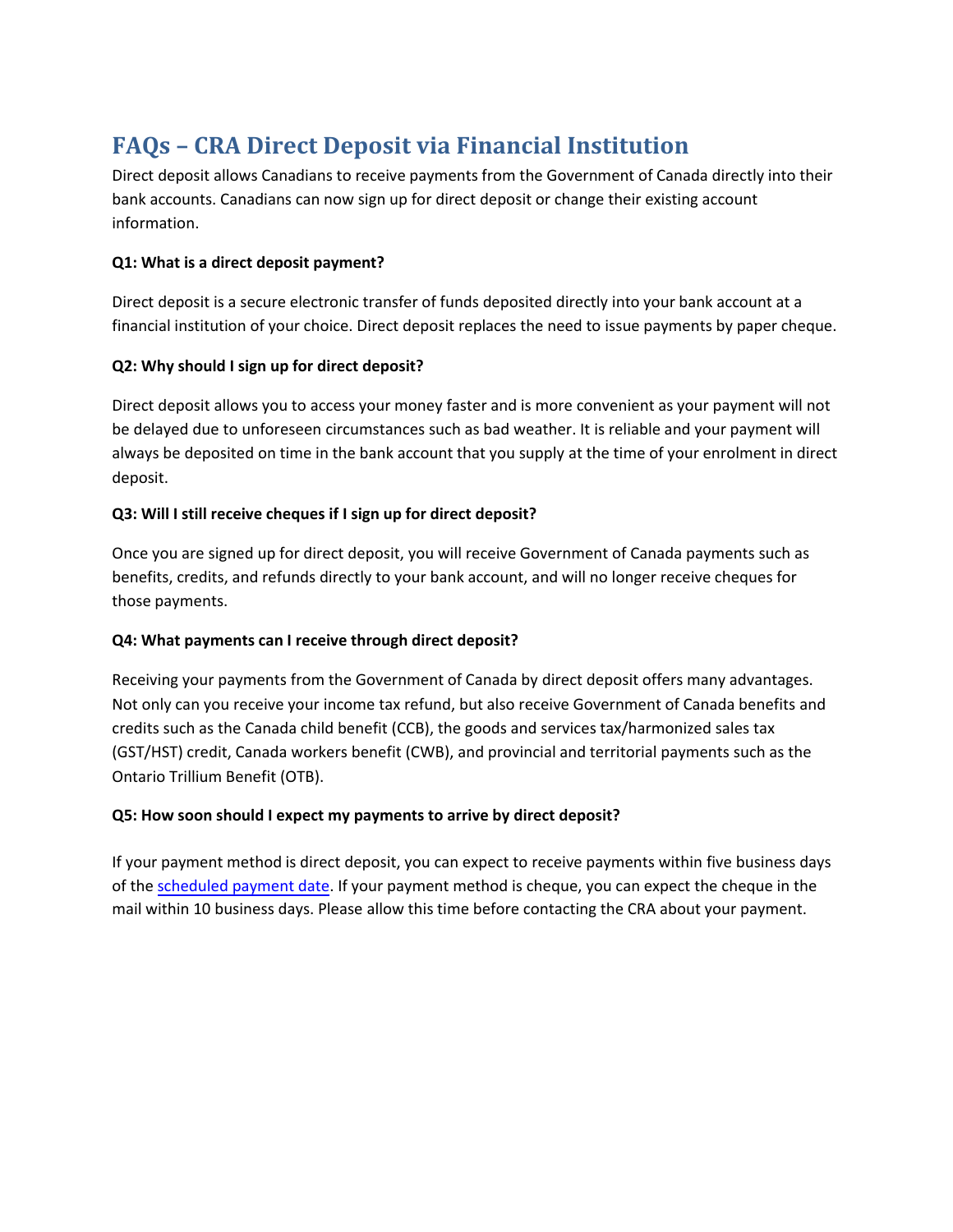# FAQs – CRA Direct Deposit via Financial Institution

Direct deposit allows Canadians to receive payments from the Government of Canada directly into their bank accounts. Canadians can now sign up for direct deposit or change their existing account information.

**Q1: What is a direct deposit payment?**

Direct deposit is a secure electronic transfer of funds deposited directly into your bank account at a financial institution of your choice. Direct deposit replaces the need to issue payments by paper cheque.

**Q2: Why should I sign up for direct deposit?**

Direct deposit allows you to access your money faster and is more convenient as your payment will not be delayed due to unforeseen circumstances such as bad weather. It is reliable and your payment will always be deposited on time in the bank account that you supply at the time of your enrolment in direct deposit.

**Q3: Will I still receive cheques if I sign up for direct deposit?**

Once you are signed up for direct deposit, you will receive Government of Canada payments such as benefits, credits, and refunds directly to your bank account, and will no longer receive cheques for those payments.

**Q4: What payments can I receive through direct deposit?**

Receiving your payments from the Government of Canada by direct deposit offers many advantages. Not only can you receive your income tax refund, but also receive Government of Canada benefits and credits such as the Canada child benefit (CCB), the goods and services tax/harmonized sales tax (GST/HST) credit, Canada workers benefit (CWB), and provincial and territorial payments such as the Ontario Trillium Benefit (OTB).

**Q5: How soon should I expect my payments to arrive by direct deposit?**

If your payment method is direct deposit, you can expect to receive payments within five business days of the scheduled payment date. If your payment method is cheque, you can expect the cheque in the mail within 10 business days. Please allow this time before contacting the CRA about your payment.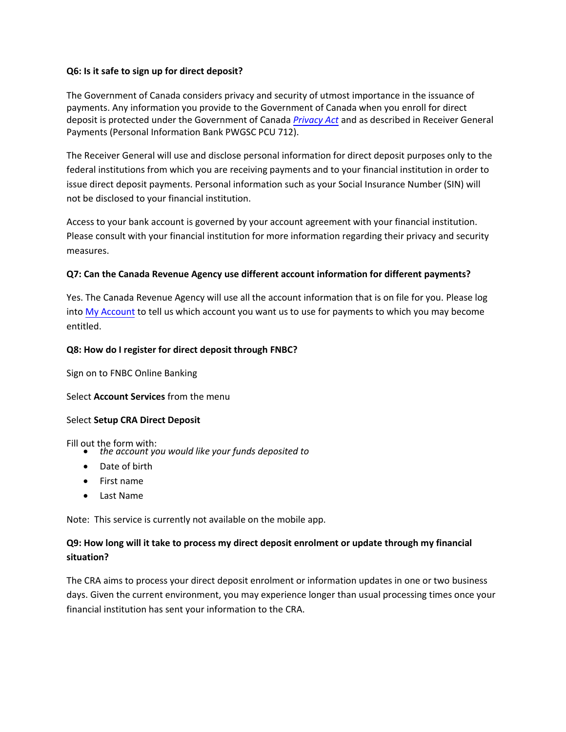**Q6: Is it safe to sign up for direct deposit?**

The Government of Canada considers privacy and security of utmost importance in the issuance of payments. Any information you provide to the Government of Canada when you enroll for direct deposit is protected under the Government of Canada *Privacy Act* and as described in Receiver General Payments (Personal Information Bank PWGSC PCU 712).

The Receiver General will use and disclose personal information for direct deposit purposes only to the federal institutions from which you are receiving payments and to your financial institution in order to issue direct deposit payments. Personal information such as your Social Insurance Number (SIN) will not be disclosed to your financial institution.

Access to your bank account is governed by your account agreement with your financial institution. Please consult with your financial institution for more information regarding their privacy and security measures.

**Q7: Can the Canada Revenue Agency use different account information for different payments?**

Yes. The Canada Revenue Agency will use all the account information that is on file for you. Please log into My Account to tell us which account you want us to use for payments to which you may become entitled.

**Q8: How do I register for direct deposit through FNBC?**

Sign on to FNBC Online Banking

Select **Account Services** from the menu

Select **Setup CRA Direct Deposit**

Fill out the form with:

- *the account you would like your funds deposited to*
- Date of birth
- First name
- Last Name

Note: This service is currently not available on the mobile app.

**Q9: How long will it take to process my direct deposit enrolment or update through my financial situation?**

The CRA aims to process your direct deposit enrolment or information updates in one or two business days. Given the current environment, you may experience longer than usual processing times once your financial institution has sent your information to the CRA.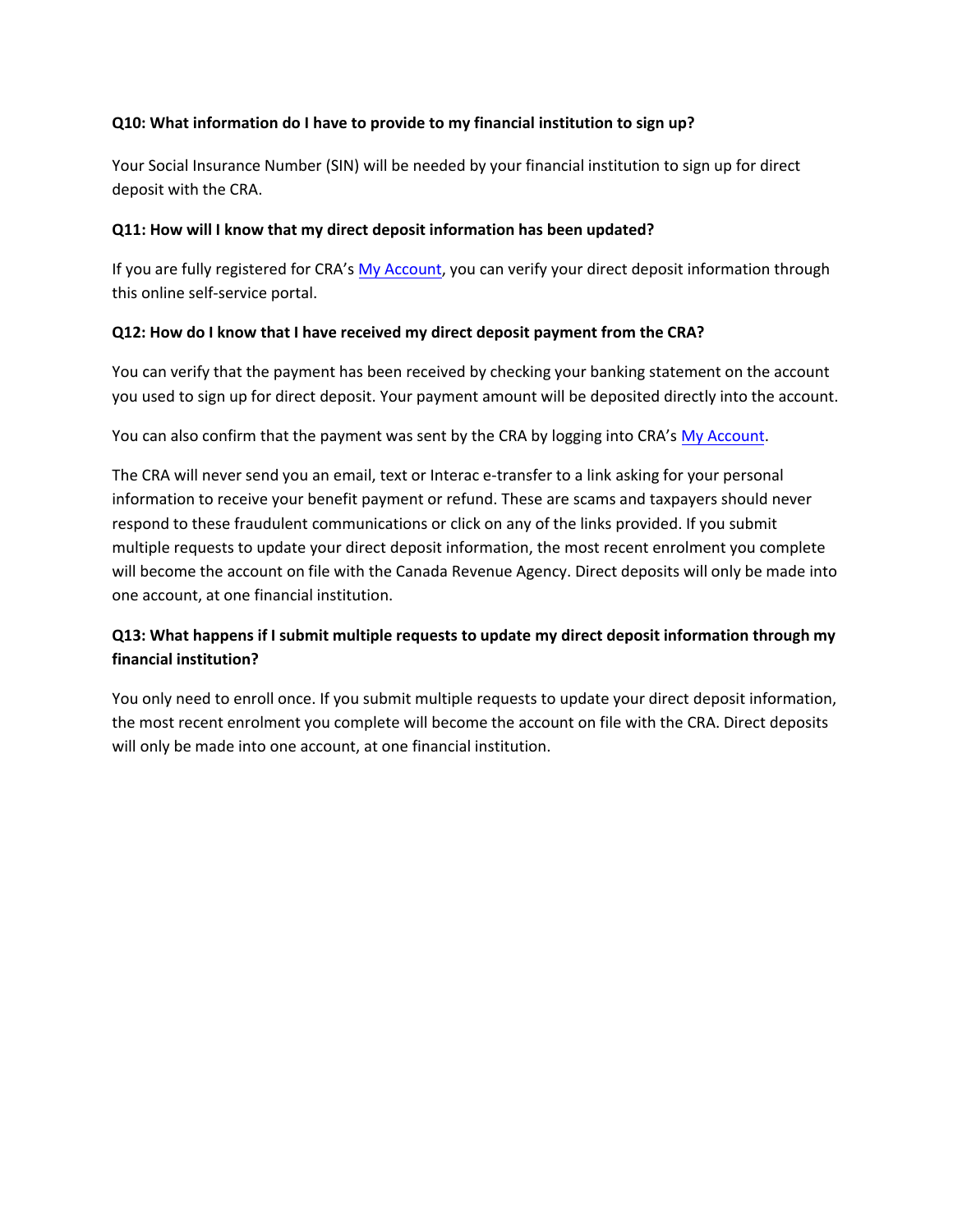**Q10: What information do I have to provide to my financial institution to sign up?**

Your Social Insurance Number (SIN) will be needed by your financial institution to sign up for direct deposit with the CRA.

**Q11: How will I know that my direct deposit information has been updated?**

If you are fully registered for CRA's My Account, you can verify your direct deposit information through this online self-service portal.

**Q12: How do I know that I have received my direct deposit payment from the CRA?**

You can verify that the payment has been received by checking your banking statement on the account you used to sign up for direct deposit. Your payment amount will be deposited directly into the account.

You can also confirm that the payment was sent by the CRA by logging into CRA's My Account.

The CRA will never send you an email, text or Interac e-transfer to a link asking for your personal information to receive your benefit payment or refund. These are scams and taxpayers should never respond to these fraudulent communications or click on any of the links provided. If you submit multiple requests to update your direct deposit information, the most recent enrolment you complete will become the account on file with the Canada Revenue Agency. Direct deposits will only be made into one account, at one financial institution.

**Q13: What happens if I submit multiple requests to update my direct deposit information through my financial institution?**

You only need to enroll once. If you submit multiple requests to update your direct deposit information, the most recent enrolment you complete will become the account on file with the CRA. Direct deposits will only be made into one account, at one financial institution.